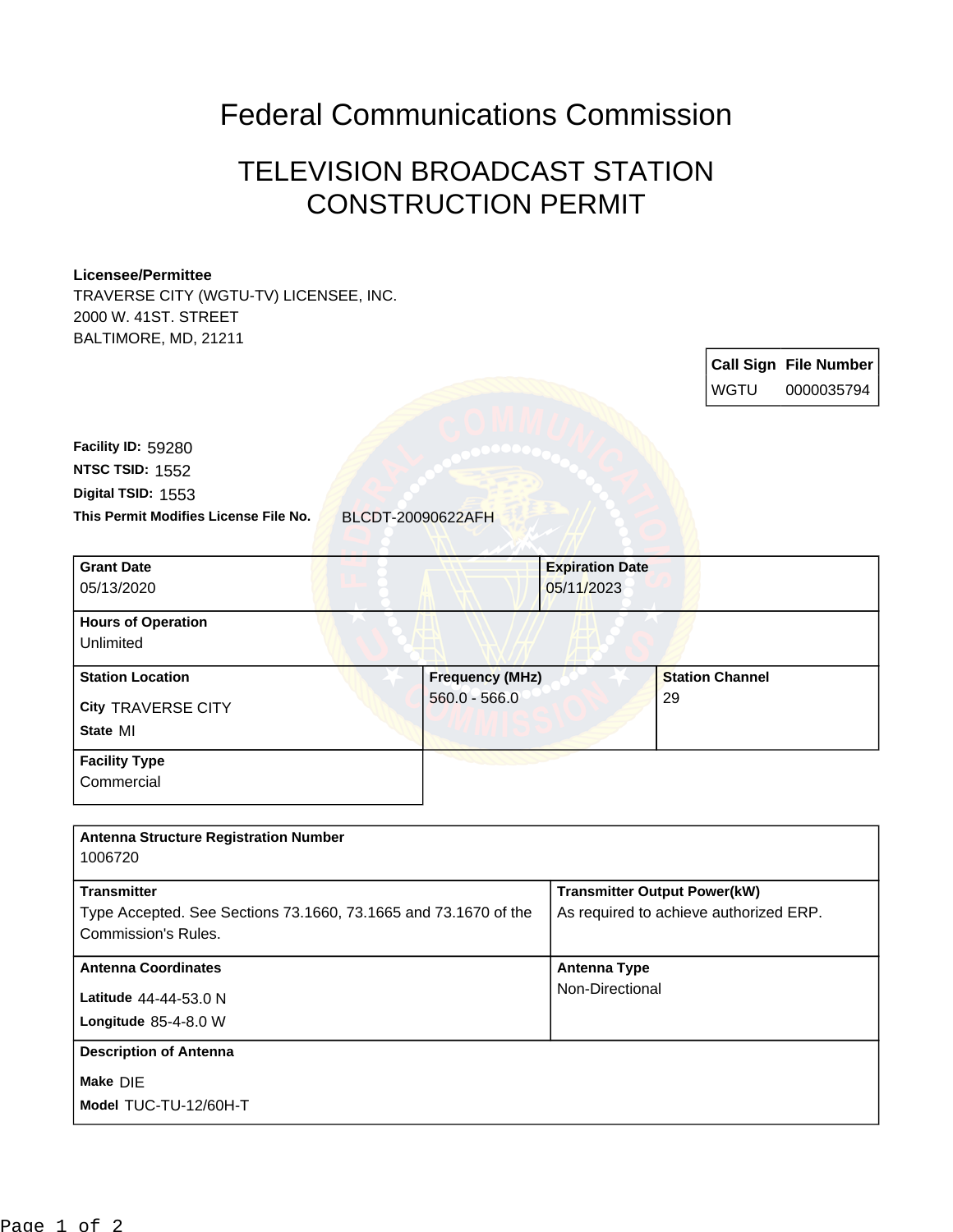# Federal Communications Commission

## TELEVISION BROADCAST STATION CONSTRUCTION PERMIT

**Licensee/Permittee**
TRAVERSE CITY (WGTU-TV) LICENSEE, INC.
2000 W. 41ST. STREET
BALTIMORE, MD, 21211

| Call Sign | File Number |
|---|---|
| WGTU | 0000035794 |

**Facility ID:** 59280
**NTSC TSID:** 1552
**Digital TSID:** 1553
**This Permit Modifies License File No.** BLCDT-20090622AFH

| Grant Date | Expiration Date |
|---|---|
| 05/13/2020 | 05/11/2023 |

**Hours of Operation**
Unlimited

| Station Location | Frequency (MHz) | Station Channel |
|---|---|---|
| City TRAVERSE CITY<br>State MI | 560.0 - 566.0 | 29 |

**Facility Type**
Commercial

**Antenna Structure Registration Number**
1006720

| Transmitter | Transmitter Output Power(kW) |
|---|---|
| Type Accepted. See Sections 73.1660, 73.1665 and 73.1670 of the Commission's Rules. | As required to achieve authorized ERP. |

| Antenna Coordinates | Antenna Type |
|---|---|
| Latitude 44-44-53.0 N<br>Longitude 85-4-8.0 W | Non-Directional |

**Description of Antenna**
**Make** DIE
**Model** TUC-TU-12/60H-T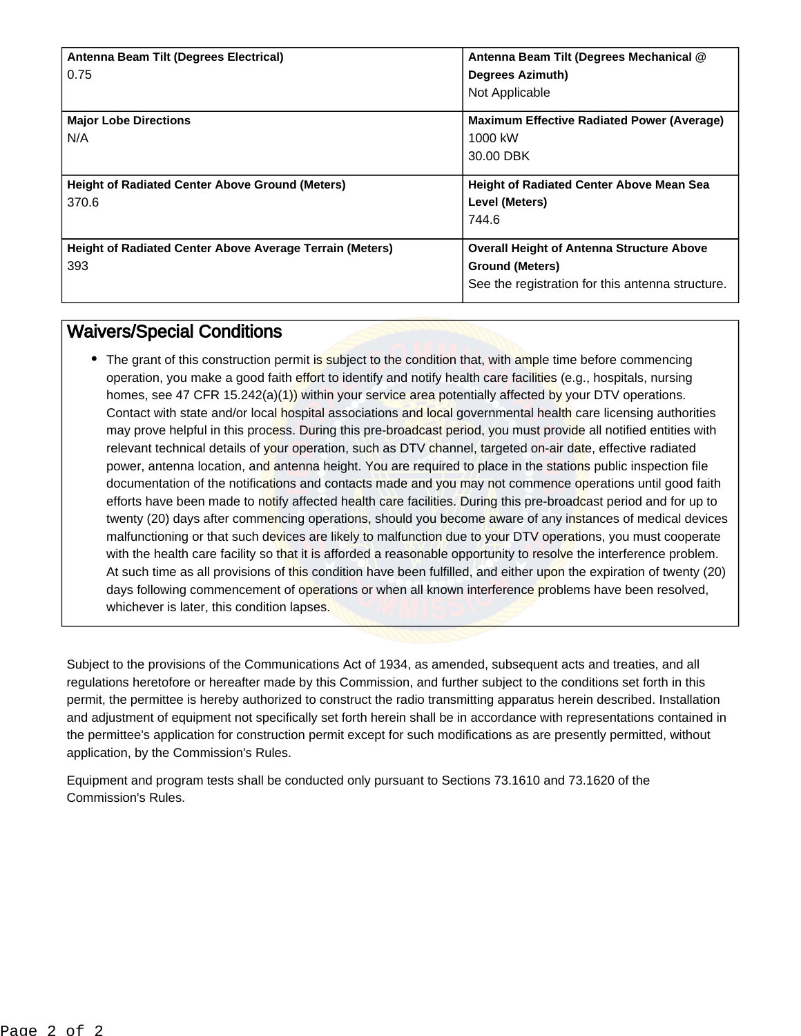| | |
|---|---|
| **Antenna Beam Tilt (Degrees Electrical)**<br>0.75 | **Antenna Beam Tilt (Degrees Mechanical @ Degrees Azimuth)**<br>Not Applicable |
| **Major Lobe Directions**<br>N/A | **Maximum Effective Radiated Power (Average)**<br>1000 kW<br>30.00 DBK |
| **Height of Radiated Center Above Ground (Meters)**<br>370.6 | **Height of Radiated Center Above Mean Sea Level (Meters)**<br>744.6 |
| **Height of Radiated Center Above Average Terrain (Meters)**<br>393 | **Overall Height of Antenna Structure Above Ground (Meters)**<br>See the registration for this antenna structure. |

## Waivers/Special Conditions

- The grant of this construction permit is subject to the condition that, with ample time before commencing operation, you make a good faith effort to identify and notify health care facilities (e.g., hospitals, nursing homes, see 47 CFR 15.242(a)(1)) within your service area potentially affected by your DTV operations. Contact with state and/or local hospital associations and local governmental health care licensing authorities may prove helpful in this process. During this pre-broadcast period, you must provide all notified entities with relevant technical details of your operation, such as DTV channel, targeted on-air date, effective radiated power, antenna location, and antenna height. You are required to place in the stations public inspection file documentation of the notifications and contacts made and you may not commence operations until good faith efforts have been made to notify affected health care facilities. During this pre-broadcast period and for up to twenty (20) days after commencing operations, should you become aware of any instances of medical devices malfunctioning or that such devices are likely to malfunction due to your DTV operations, you must cooperate with the health care facility so that it is afforded a reasonable opportunity to resolve the interference problem. At such time as all provisions of this condition have been fulfilled, and either upon the expiration of twenty (20) days following commencement of operations or when all known interference problems have been resolved, whichever is later, this condition lapses.

Subject to the provisions of the Communications Act of 1934, as amended, subsequent acts and treaties, and all regulations heretofore or hereafter made by this Commission, and further subject to the conditions set forth in this permit, the permittee is hereby authorized to construct the radio transmitting apparatus herein described. Installation and adjustment of equipment not specifically set forth herein shall be in accordance with representations contained in the permittee's application for construction permit except for such modifications as are presently permitted, without application, by the Commission's Rules.

Equipment and program tests shall be conducted only pursuant to Sections 73.1610 and 73.1620 of the Commission's Rules.